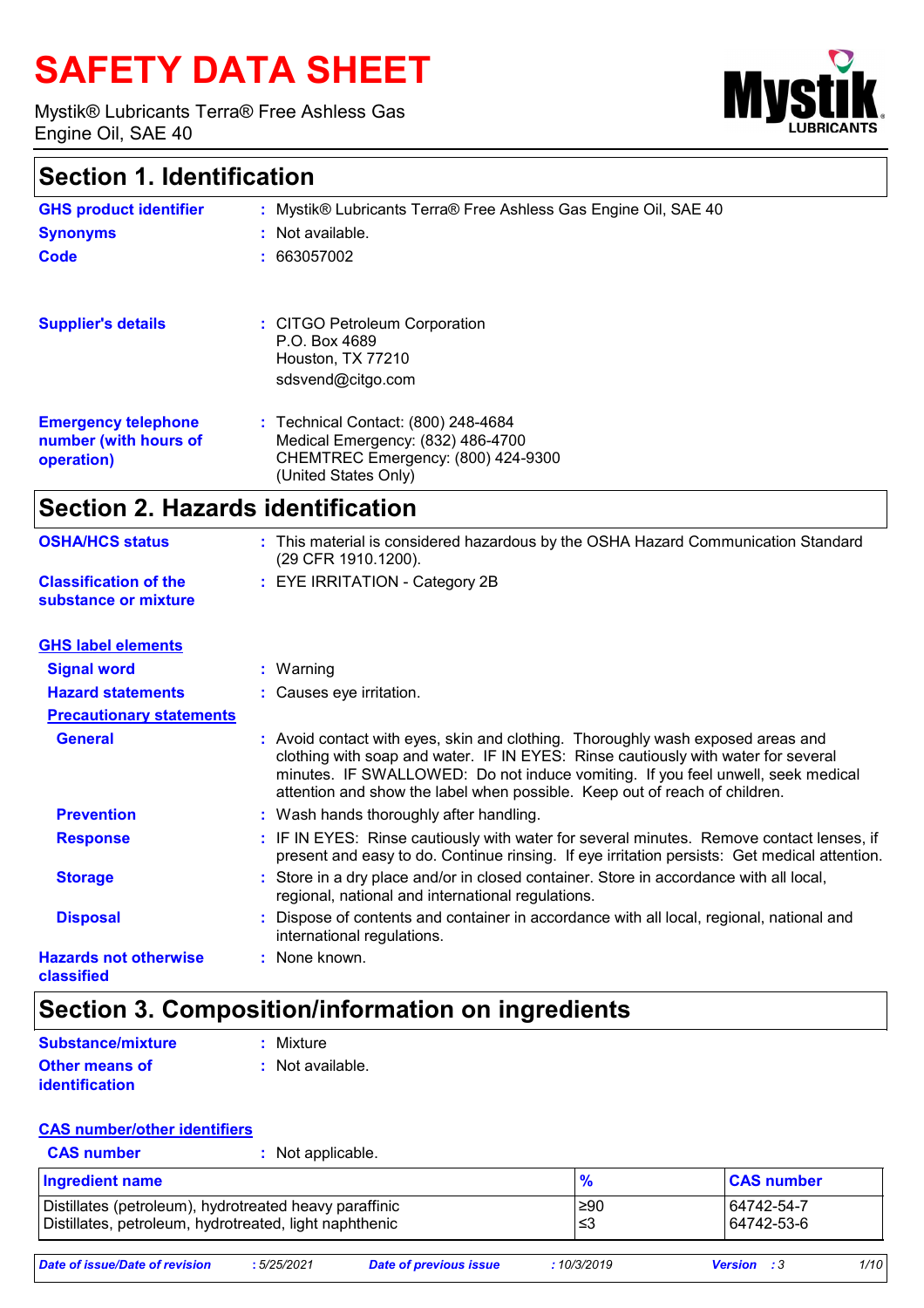# SAFETY DATA SHEET

Mystik® Lubricants Terra® Free Ashless Gas Engine Oil, SAE 40

## Section 1. Identification

**GHS product identifier** : Mystik® Lubricants Terra® Free Ashless Gas Engine Oil, SAE 40

**Synonyms** : Not available.

**Code** : 663057002

**Supplier's details** : CITGO Petroleum Corporation
P.O. Box 4689
Houston, TX 77210
sdsvend@citgo.com

**Emergency telephone number (with hours of operation)** : Technical Contact: (800) 248-4684
Medical Emergency: (832) 486-4700
CHEMTREC Emergency: (800) 424-9300
(United States Only)

## Section 2. Hazards identification

**OSHA/HCS status** : This material is considered hazardous by the OSHA Hazard Communication Standard (29 CFR 1910.1200).

**Classification of the substance or mixture** : EYE IRRITATION - Category 2B

**GHS label elements**

**Signal word** : Warning

**Hazard statements** : Causes eye irritation.

**Precautionary statements**

**General** : Avoid contact with eyes, skin and clothing. Thoroughly wash exposed areas and clothing with soap and water. IF IN EYES: Rinse cautiously with water for several minutes. IF SWALLOWED: Do not induce vomiting. If you feel unwell, seek medical attention and show the label when possible. Keep out of reach of children.

**Prevention** : Wash hands thoroughly after handling.

**Response** : IF IN EYES: Rinse cautiously with water for several minutes. Remove contact lenses, if present and easy to do. Continue rinsing. If eye irritation persists: Get medical attention.

**Storage** : Store in a dry place and/or in closed container. Store in accordance with all local, regional, national and international regulations.

**Disposal** : Dispose of contents and container in accordance with all local, regional, national and international regulations.

**Hazards not otherwise classified** : None known.

## Section 3. Composition/information on ingredients

**Substance/mixture** : Mixture

**Other means of identification** : Not available.

**CAS number/other identifiers**

**CAS number** : Not applicable.

| Ingredient name | % | CAS number |
|---|---|---|
| Distillates (petroleum), hydrotreated heavy paraffinic | ≥90 | 64742-54-7 |
| Distillates, petroleum, hydrotreated, light naphthenic | ≤3 | 64742-53-6 |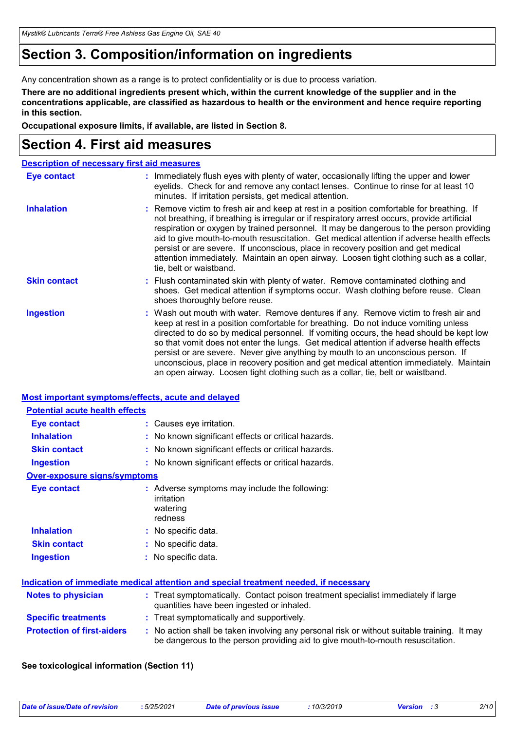# Section 3. Composition/information on ingredients

Any concentration shown as a range is to protect confidentiality or is due to process variation.

**There are no additional ingredients present which, within the current knowledge of the supplier and in the concentrations applicable, are classified as hazardous to health or the environment and hence require reporting in this section.**

**Occupational exposure limits, if available, are listed in Section 8.**

# Section 4. First aid measures

## Description of necessary first aid measures

**Eye contact** : Immediately flush eyes with plenty of water, occasionally lifting the upper and lower eyelids. Check for and remove any contact lenses. Continue to rinse for at least 10 minutes. If irritation persists, get medical attention.

**Inhalation** : Remove victim to fresh air and keep at rest in a position comfortable for breathing. If not breathing, if breathing is irregular or if respiratory arrest occurs, provide artificial respiration or oxygen by trained personnel. It may be dangerous to the person providing aid to give mouth-to-mouth resuscitation. Get medical attention if adverse health effects persist or are severe. If unconscious, place in recovery position and get medical attention immediately. Maintain an open airway. Loosen tight clothing such as a collar, tie, belt or waistband.

**Skin contact** : Flush contaminated skin with plenty of water. Remove contaminated clothing and shoes. Get medical attention if symptoms occur. Wash clothing before reuse. Clean shoes thoroughly before reuse.

**Ingestion** : Wash out mouth with water. Remove dentures if any. Remove victim to fresh air and keep at rest in a position comfortable for breathing. Do not induce vomiting unless directed to do so by medical personnel. If vomiting occurs, the head should be kept low so that vomit does not enter the lungs. Get medical attention if adverse health effects persist or are severe. Never give anything by mouth to an unconscious person. If unconscious, place in recovery position and get medical attention immediately. Maintain an open airway. Loosen tight clothing such as a collar, tie, belt or waistband.

## Most important symptoms/effects, acute and delayed

### Potential acute health effects

**Eye contact** : Causes eye irritation.

**Inhalation** : No known significant effects or critical hazards.

**Skin contact** : No known significant effects or critical hazards.

**Ingestion** : No known significant effects or critical hazards.

### Over-exposure signs/symptoms

**Eye contact** : Adverse symptoms may include the following:
irritation
watering
redness

**Inhalation** : No specific data.

**Skin contact** : No specific data.

**Ingestion** : No specific data.

## Indication of immediate medical attention and special treatment needed, if necessary

**Notes to physician** : Treat symptomatically. Contact poison treatment specialist immediately if large quantities have been ingested or inhaled.

**Specific treatments** : Treat symptomatically and supportively.

**Protection of first-aiders** : No action shall be taken involving any personal risk or without suitable training. It may be dangerous to the person providing aid to give mouth-to-mouth resuscitation.

**See toxicological information (Section 11)**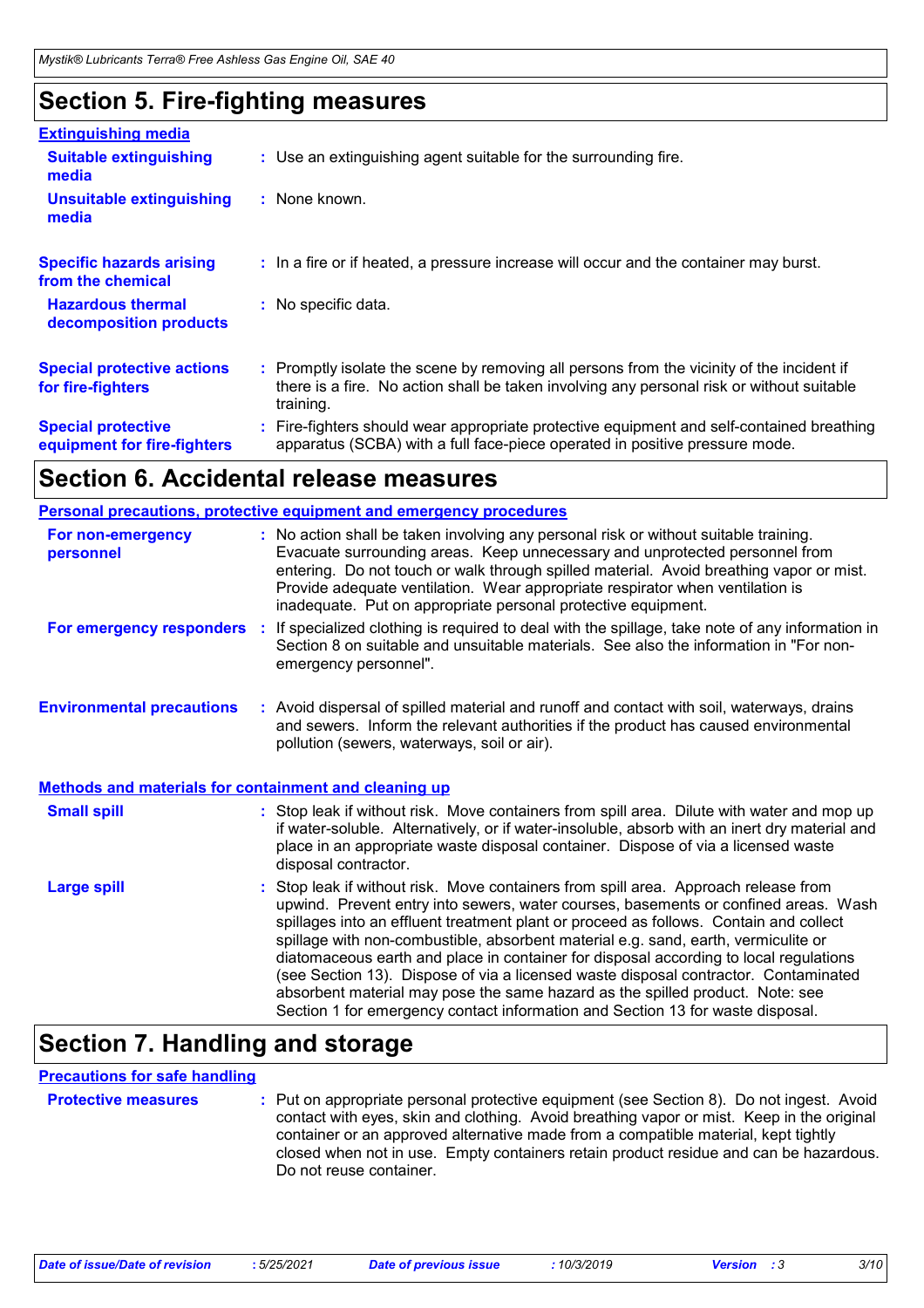## Section 5. Fire-fighting measures

### Extinguishing media

**Suitable extinguishing media** : Use an extinguishing agent suitable for the surrounding fire.

**Unsuitable extinguishing media** : None known.

**Specific hazards arising from the chemical** : In a fire or if heated, a pressure increase will occur and the container may burst.

**Hazardous thermal decomposition products** : No specific data.

**Special protective actions for fire-fighters** : Promptly isolate the scene by removing all persons from the vicinity of the incident if there is a fire. No action shall be taken involving any personal risk or without suitable training.

**Special protective equipment for fire-fighters** : Fire-fighters should wear appropriate protective equipment and self-contained breathing apparatus (SCBA) with a full face-piece operated in positive pressure mode.

## Section 6. Accidental release measures

### Personal precautions, protective equipment and emergency procedures

**For non-emergency personnel** : No action shall be taken involving any personal risk or without suitable training. Evacuate surrounding areas. Keep unnecessary and unprotected personnel from entering. Do not touch or walk through spilled material. Avoid breathing vapor or mist. Provide adequate ventilation. Wear appropriate respirator when ventilation is inadequate. Put on appropriate personal protective equipment.

**For emergency responders** : If specialized clothing is required to deal with the spillage, take note of any information in Section 8 on suitable and unsuitable materials. See also the information in "For non-emergency personnel".

**Environmental precautions** : Avoid dispersal of spilled material and runoff and contact with soil, waterways, drains and sewers. Inform the relevant authorities if the product has caused environmental pollution (sewers, waterways, soil or air).

### Methods and materials for containment and cleaning up

**Small spill** : Stop leak if without risk. Move containers from spill area. Dilute with water and mop up if water-soluble. Alternatively, or if water-insoluble, absorb with an inert dry material and place in an appropriate waste disposal container. Dispose of via a licensed waste disposal contractor.

**Large spill** : Stop leak if without risk. Move containers from spill area. Approach release from upwind. Prevent entry into sewers, water courses, basements or confined areas. Wash spillages into an effluent treatment plant or proceed as follows. Contain and collect spillage with non-combustible, absorbent material e.g. sand, earth, vermiculite or diatomaceous earth and place in container for disposal according to local regulations (see Section 13). Dispose of via a licensed waste disposal contractor. Contaminated absorbent material may pose the same hazard as the spilled product. Note: see Section 1 for emergency contact information and Section 13 for waste disposal.

## Section 7. Handling and storage

### Precautions for safe handling

**Protective measures** : Put on appropriate personal protective equipment (see Section 8). Do not ingest. Avoid contact with eyes, skin and clothing. Avoid breathing vapor or mist. Keep in the original container or an approved alternative made from a compatible material, kept tightly closed when not in use. Empty containers retain product residue and can be hazardous. Do not reuse container.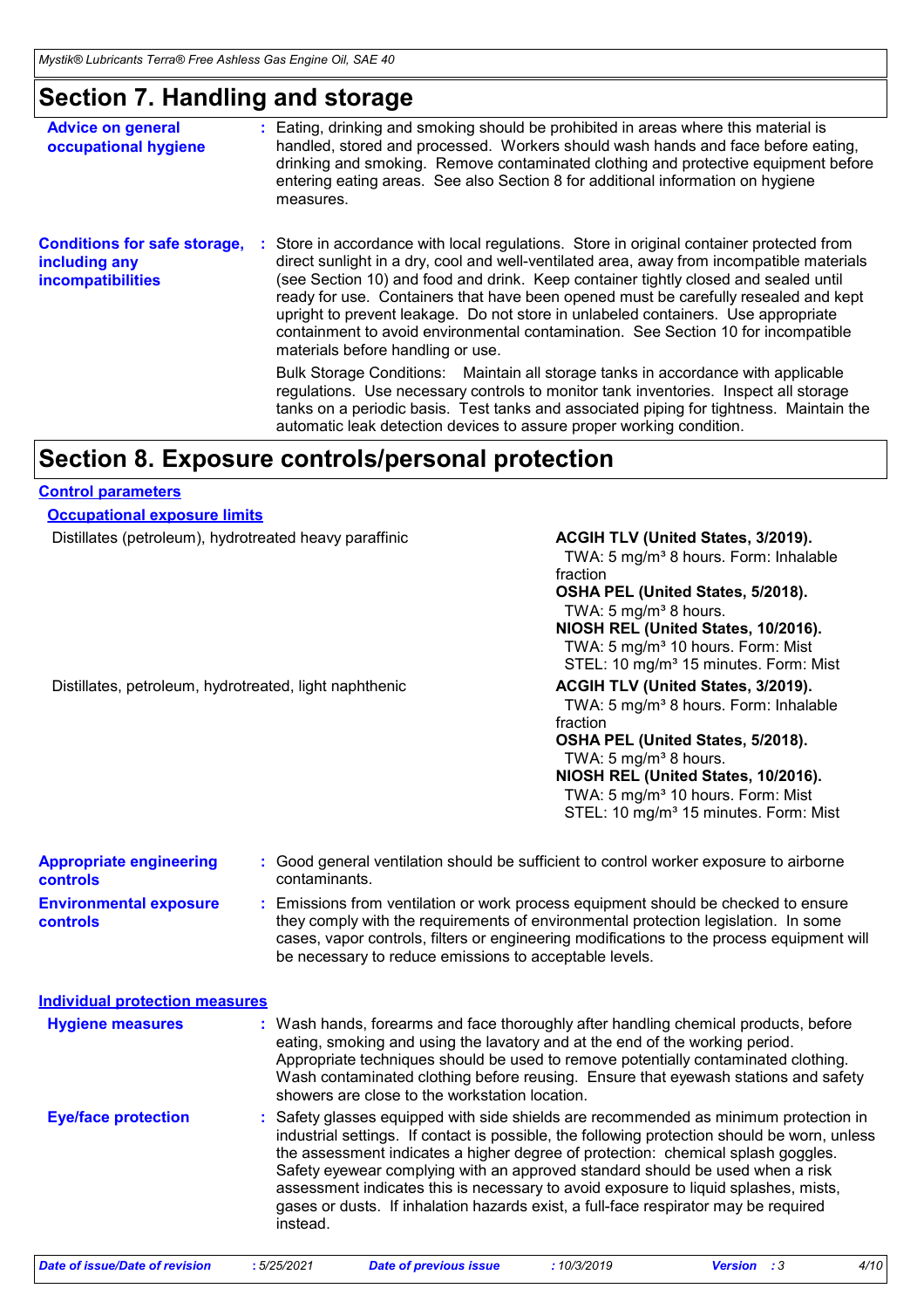# Section 7. Handling and storage

**Advice on general occupational hygiene** : Eating, drinking and smoking should be prohibited in areas where this material is handled, stored and processed. Workers should wash hands and face before eating, drinking and smoking. Remove contaminated clothing and protective equipment before entering eating areas. See also Section 8 for additional information on hygiene measures.

**Conditions for safe storage, including any incompatibilities** : Store in accordance with local regulations. Store in original container protected from direct sunlight in a dry, cool and well-ventilated area, away from incompatible materials (see Section 10) and food and drink. Keep container tightly closed and sealed until ready for use. Containers that have been opened must be carefully resealed and kept upright to prevent leakage. Do not store in unlabeled containers. Use appropriate containment to avoid environmental contamination. See Section 10 for incompatible materials before handling or use.

Bulk Storage Conditions: Maintain all storage tanks in accordance with applicable regulations. Use necessary controls to monitor tank inventories. Inspect all storage tanks on a periodic basis. Test tanks and associated piping for tightness. Maintain the automatic leak detection devices to assure proper working condition.

# Section 8. Exposure controls/personal protection

## Control parameters

### Occupational exposure limits

| Ingredient | Exposure limits |
| --- | --- |
| Distillates (petroleum), hydrotreated heavy paraffinic | **ACGIH TLV (United States, 3/2019).**<br>TWA: 5 mg/m³ 8 hours. Form: Inhalable fraction<br>**OSHA PEL (United States, 5/2018).**<br>TWA: 5 mg/m³ 8 hours.<br>**NIOSH REL (United States, 10/2016).**<br>TWA: 5 mg/m³ 10 hours. Form: Mist<br>STEL: 10 mg/m³ 15 minutes. Form: Mist |
| Distillates, petroleum, hydrotreated, light naphthenic | **ACGIH TLV (United States, 3/2019).**<br>TWA: 5 mg/m³ 8 hours. Form: Inhalable fraction<br>**OSHA PEL (United States, 5/2018).**<br>TWA: 5 mg/m³ 8 hours.<br>**NIOSH REL (United States, 10/2016).**<br>TWA: 5 mg/m³ 10 hours. Form: Mist<br>STEL: 10 mg/m³ 15 minutes. Form: Mist |

**Appropriate engineering controls** : Good general ventilation should be sufficient to control worker exposure to airborne contaminants.

**Environmental exposure controls** : Emissions from ventilation or work process equipment should be checked to ensure they comply with the requirements of environmental protection legislation. In some cases, vapor controls, filters or engineering modifications to the process equipment will be necessary to reduce emissions to acceptable levels.

## Individual protection measures

**Hygiene measures** : Wash hands, forearms and face thoroughly after handling chemical products, before eating, smoking and using the lavatory and at the end of the working period. Appropriate techniques should be used to remove potentially contaminated clothing. Wash contaminated clothing before reusing. Ensure that eyewash stations and safety showers are close to the workstation location.

**Eye/face protection** : Safety glasses equipped with side shields are recommended as minimum protection in industrial settings. If contact is possible, the following protection should be worn, unless the assessment indicates a higher degree of protection: chemical splash goggles. Safety eyewear complying with an approved standard should be used when a risk assessment indicates this is necessary to avoid exposure to liquid splashes, mists, gases or dusts. If inhalation hazards exist, a full-face respirator may be required instead.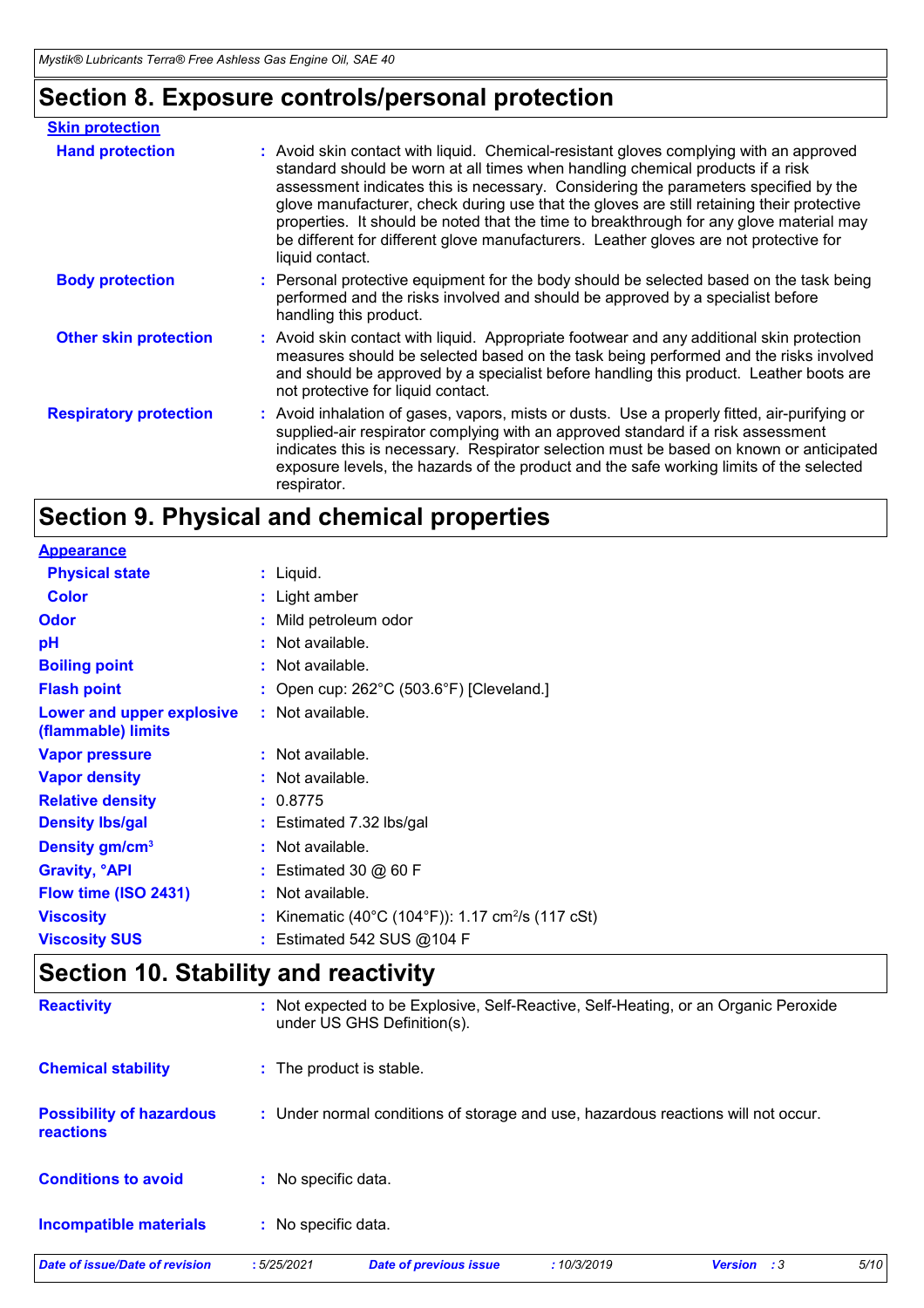## Section 8. Exposure controls/personal protection

**Skin protection**

| | |
|---|---|
| **Hand protection** | Avoid skin contact with liquid. Chemical-resistant gloves complying with an approved standard should be worn at all times when handling chemical products if a risk assessment indicates this is necessary. Considering the parameters specified by the glove manufacturer, check during use that the gloves are still retaining their protective properties. It should be noted that the time to breakthrough for any glove material may be different for different glove manufacturers. Leather gloves are not protective for liquid contact. |
| **Body protection** | Personal protective equipment for the body should be selected based on the task being performed and the risks involved and should be approved by a specialist before handling this product. |
| **Other skin protection** | Avoid skin contact with liquid. Appropriate footwear and any additional skin protection measures should be selected based on the task being performed and the risks involved and should be approved by a specialist before handling this product. Leather boots are not protective for liquid contact. |
| **Respiratory protection** | Avoid inhalation of gases, vapors, mists or dusts. Use a properly fitted, air-purifying or supplied-air respirator complying with an approved standard if a risk assessment indicates this is necessary. Respirator selection must be based on known or anticipated exposure levels, the hazards of the product and the safe working limits of the selected respirator. |

## Section 9. Physical and chemical properties

**Appearance**

| | |
|---|---|
| **Physical state** | Liquid. |
| **Color** | Light amber |
| **Odor** | Mild petroleum odor |
| **pH** | Not available. |
| **Boiling point** | Not available. |
| **Flash point** | Open cup: 262°C (503.6°F) [Cleveland.] |
| **Lower and upper explosive (flammable) limits** | Not available. |
| **Vapor pressure** | Not available. |
| **Vapor density** | Not available. |
| **Relative density** | 0.8775 |
| **Density lbs/gal** | Estimated 7.32 lbs/gal |
| **Density gm/cm$^3$** | Not available. |
| **Gravity, °API** | Estimated 30 @ 60 F |
| **Flow time (ISO 2431)** | Not available. |
| **Viscosity** | Kinematic (40°C (104°F)): 1.17 cm$^2$/s (117 cSt) |
| **Viscosity SUS** | Estimated 542 SUS @104 F |

## Section 10. Stability and reactivity

| | |
|---|---|
| **Reactivity** | Not expected to be Explosive, Self-Reactive, Self-Heating, or an Organic Peroxide under US GHS Definition(s). |
| **Chemical stability** | The product is stable. |
| **Possibility of hazardous reactions** | Under normal conditions of storage and use, hazardous reactions will not occur. |
| **Conditions to avoid** | No specific data. |
| **Incompatible materials** | No specific data. |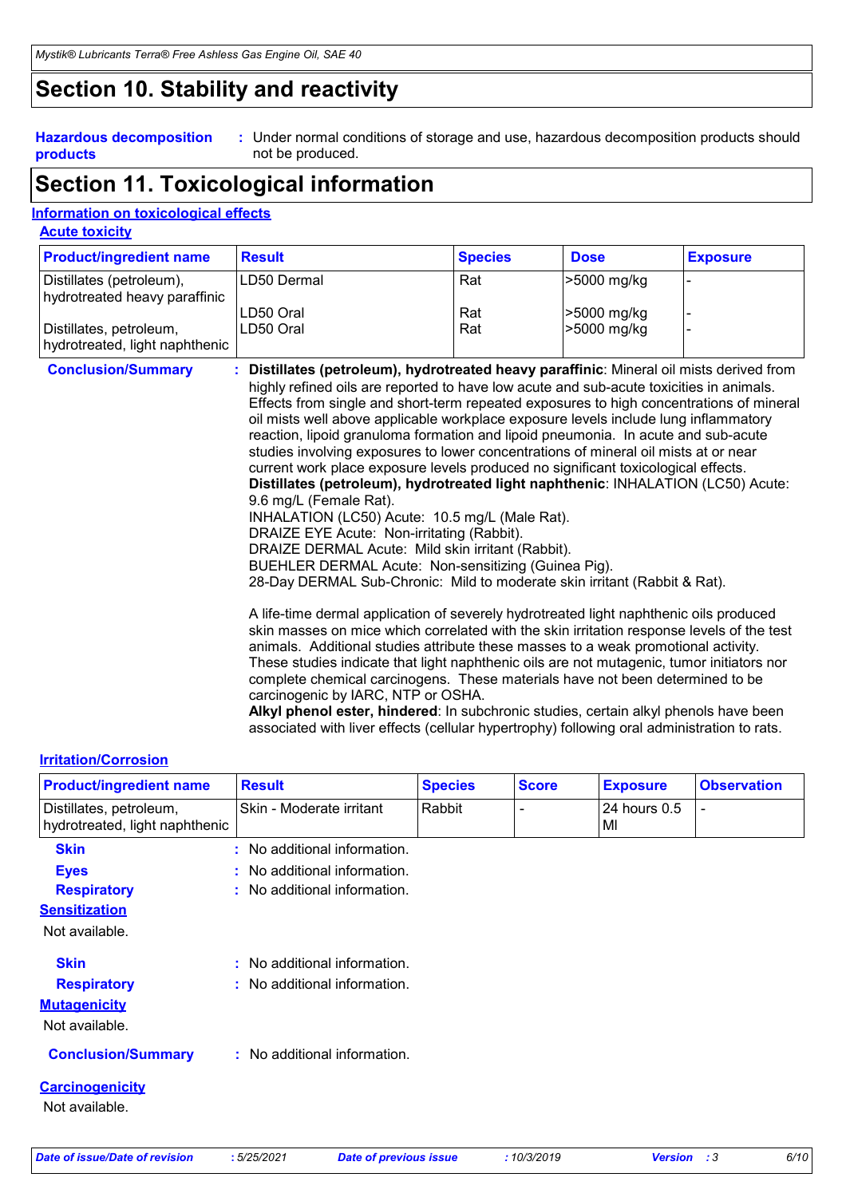## Section 10. Stability and reactivity

**Hazardous decomposition products** : Under normal conditions of storage and use, hazardous decomposition products should not be produced.

## Section 11. Toxicological information

### Information on toxicological effects

**Acute toxicity**

| Product/ingredient name | Result | Species | Dose | Exposure |
|---|---|---|---|---|
| Distillates (petroleum), hydrotreated heavy paraffinic | LD50 Dermal | Rat | >5000 mg/kg | - |
| | LD50 Oral | Rat | >5000 mg/kg | - |
| Distillates, petroleum, hydrotreated, light naphthenic | LD50 Oral | Rat | >5000 mg/kg | - |

**Conclusion/Summary** : **Distillates (petroleum), hydrotreated heavy paraffinic**: Mineral oil mists derived from highly refined oils are reported to have low acute and sub-acute toxicities in animals. Effects from single and short-term repeated exposures to high concentrations of mineral oil mists well above applicable workplace exposure levels include lung inflammatory reaction, lipoid granuloma formation and lipoid pneumonia. In acute and sub-acute studies involving exposures to lower concentrations of mineral oil mists at or near current work place exposure levels produced no significant toxicological effects.
**Distillates (petroleum), hydrotreated light naphthenic**: INHALATION (LC50) Acute: 9.6 mg/L (Female Rat).
INHALATION (LC50) Acute: 10.5 mg/L (Male Rat).
DRAIZE EYE Acute: Non-irritating (Rabbit).
DRAIZE DERMAL Acute: Mild skin irritant (Rabbit).
BUEHLER DERMAL Acute: Non-sensitizing (Guinea Pig).
28-Day DERMAL Sub-Chronic: Mild to moderate skin irritant (Rabbit & Rat).

A life-time dermal application of severely hydrotreated light naphthenic oils produced skin masses on mice which correlated with the skin irritation response levels of the test animals. Additional studies attribute these masses to a weak promotional activity. These studies indicate that light naphthenic oils are not mutagenic, tumor initiators nor complete chemical carcinogens. These materials have not been determined to be carcinogenic by IARC, NTP or OSHA.
**Alkyl phenol ester, hindered**: In subchronic studies, certain alkyl phenols have been associated with liver effects (cellular hypertrophy) following oral administration to rats.

**Irritation/Corrosion**

| Product/ingredient name | Result | Species | Score | Exposure | Observation |
|---|---|---|---|---|---|
| Distillates, petroleum, hydrotreated, light naphthenic | Skin - Moderate irritant | Rabbit | - | 24 hours 0.5 Ml | - |

**Skin** : No additional information.

**Eyes** : No additional information.

**Respiratory** : No additional information.

**Sensitization**

Not available.

**Skin** : No additional information.

**Respiratory** : No additional information.

**Mutagenicity**

Not available.

**Conclusion/Summary** : No additional information.

**Carcinogenicity**

Not available.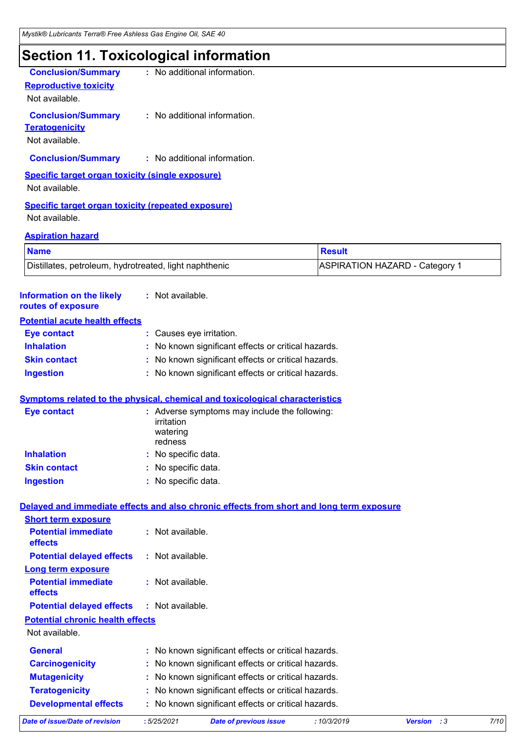# Section 11. Toxicological information

**Conclusion/Summary** : No additional information.

**Reproductive toxicity**

Not available.

**Conclusion/Summary** : No additional information.

**Teratogenicity**

Not available.

**Conclusion/Summary** : No additional information.

**Specific target organ toxicity (single exposure)**

Not available.

**Specific target organ toxicity (repeated exposure)**

Not available.

**Aspiration hazard**

| Name | Result |
|---|---|
| Distillates, petroleum, hydrotreated, light naphthenic | ASPIRATION HAZARD - Category 1 |

**Information on the likely routes of exposure** : Not available.

**Potential acute health effects**

**Eye contact** : Causes eye irritation.

**Inhalation** : No known significant effects or critical hazards.

**Skin contact** : No known significant effects or critical hazards.

**Ingestion** : No known significant effects or critical hazards.

**Symptoms related to the physical, chemical and toxicological characteristics**

**Eye contact** : Adverse symptoms may include the following:
irritation
watering
redness

**Inhalation** : No specific data.

**Skin contact** : No specific data.

**Ingestion** : No specific data.

**Delayed and immediate effects and also chronic effects from short and long term exposure**

**Short term exposure**

**Potential immediate effects** : Not available.

**Potential delayed effects** : Not available.

**Long term exposure**

**Potential immediate effects** : Not available.

**Potential delayed effects** : Not available.

**Potential chronic health effects**

Not available.

**General** : No known significant effects or critical hazards.

**Carcinogenicity** : No known significant effects or critical hazards.

**Mutagenicity** : No known significant effects or critical hazards.

**Teratogenicity** : No known significant effects or critical hazards.

**Developmental effects** : No known significant effects or critical hazards.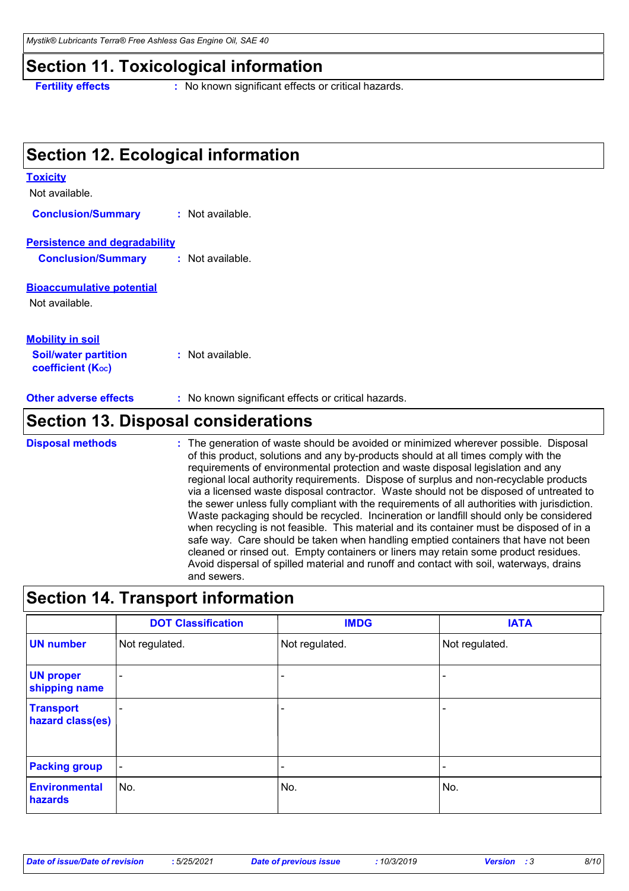## Section 11. Toxicological information

**Fertility effects** : No known significant effects or critical hazards.

## Section 12. Ecological information

**Toxicity**

Not available.

**Conclusion/Summary** : Not available.

**Persistence and degradability**

**Conclusion/Summary** : Not available.

**Bioaccumulative potential**

Not available.

**Mobility in soil**

**Soil/water partition coefficient ($K_{OC}$)** : Not available.

**Other adverse effects** : No known significant effects or critical hazards.

## Section 13. Disposal considerations

**Disposal methods** : The generation of waste should be avoided or minimized wherever possible. Disposal of this product, solutions and any by-products should at all times comply with the requirements of environmental protection and waste disposal legislation and any regional local authority requirements. Dispose of surplus and non-recyclable products via a licensed waste disposal contractor. Waste should not be disposed of untreated to the sewer unless fully compliant with the requirements of all authorities with jurisdiction. Waste packaging should be recycled. Incineration or landfill should only be considered when recycling is not feasible. This material and its container must be disposed of in a safe way. Care should be taken when handling emptied containers that have not been cleaned or rinsed out. Empty containers or liners may retain some product residues. Avoid dispersal of spilled material and runoff and contact with soil, waterways, drains and sewers.

## Section 14. Transport information

| | DOT Classification | IMDG | IATA |
|---|---|---|---|
| **UN number** | Not regulated. | Not regulated. | Not regulated. |
| **UN proper shipping name** | - | - | - |
| **Transport hazard class(es)** | - | - | - |
| **Packing group** | - | - | - |
| **Environmental hazards** | No. | No. | No. |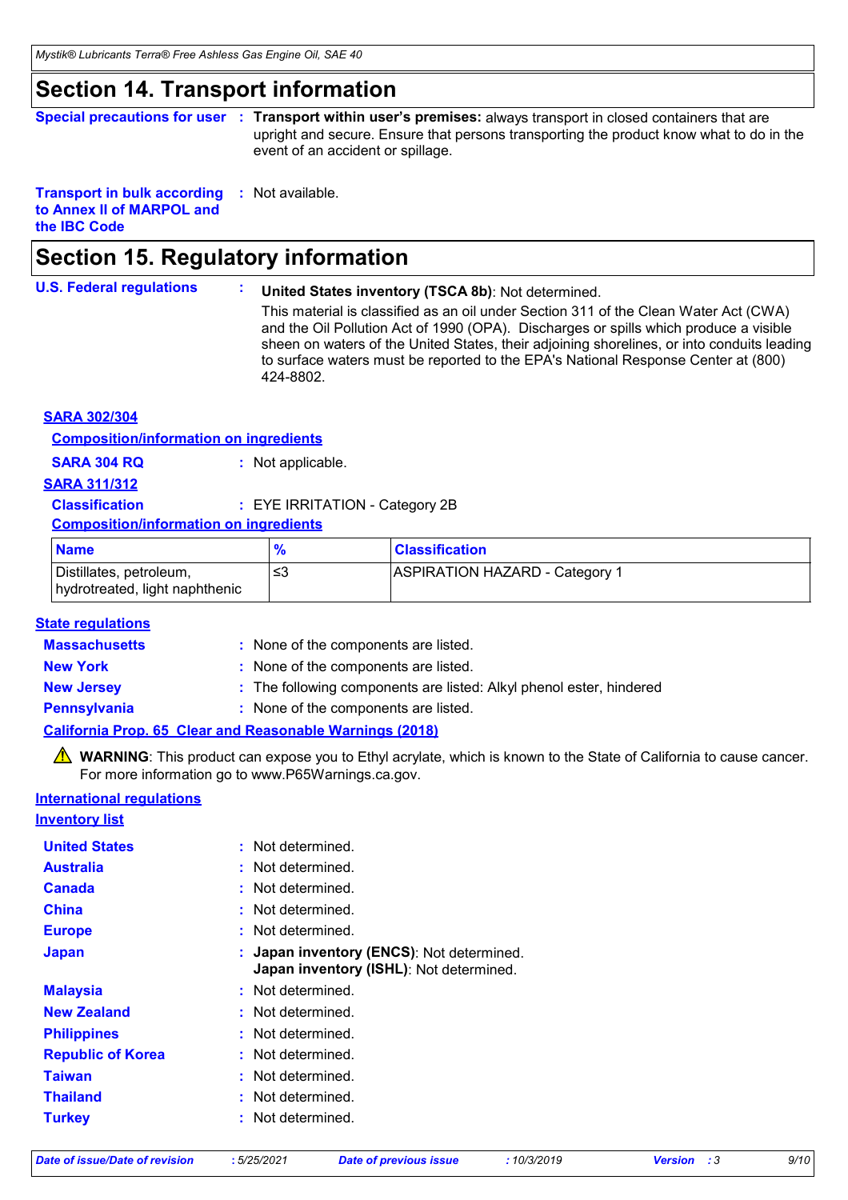# Section 14. Transport information

**Special precautions for user** : **Transport within user's premises:** always transport in closed containers that are upright and secure. Ensure that persons transporting the product know what to do in the event of an accident or spillage.

**Transport in bulk according to Annex II of MARPOL and the IBC Code** : Not available.

# Section 15. Regulatory information

**U.S. Federal regulations** : **United States inventory (TSCA 8b)**: Not determined.

This material is classified as an oil under Section 311 of the Clean Water Act (CWA) and the Oil Pollution Act of 1990 (OPA). Discharges or spills which produce a visible sheen on waters of the United States, their adjoining shorelines, or into conduits leading to surface waters must be reported to the EPA's National Response Center at (800) 424-8802.

**SARA 302/304**

**Composition/information on ingredients**

**SARA 304 RQ** : Not applicable.

**SARA 311/312**

**Classification** : EYE IRRITATION - Category 2B

**Composition/information on ingredients**

| Name | % | Classification |
|---|---|---|
| Distillates, petroleum, hydrotreated, light naphthenic | ≤3 | ASPIRATION HAZARD - Category 1 |

**State regulations**

**Massachusetts** : None of the components are listed.

**New York** : None of the components are listed.

**New Jersey** : The following components are listed: Alkyl phenol ester, hindered

**Pennsylvania** : None of the components are listed.

**California Prop. 65 Clear and Reasonable Warnings (2018)**

⚠ **WARNING**: This product can expose you to Ethyl acrylate, which is known to the State of California to cause cancer. For more information go to www.P65Warnings.ca.gov.

**International regulations**

**Inventory list**

**United States** : Not determined.

**Australia** : Not determined.

**Canada** : Not determined.

**China** : Not determined.

**Europe** : Not determined.

**Japan** : **Japan inventory (ENCS)**: Not determined.
**Japan inventory (ISHL)**: Not determined.

**Malaysia** : Not determined.

**New Zealand** : Not determined.

**Philippines** : Not determined.

**Republic of Korea** : Not determined.

**Taiwan** : Not determined.

**Thailand** : Not determined.

**Turkey** : Not determined.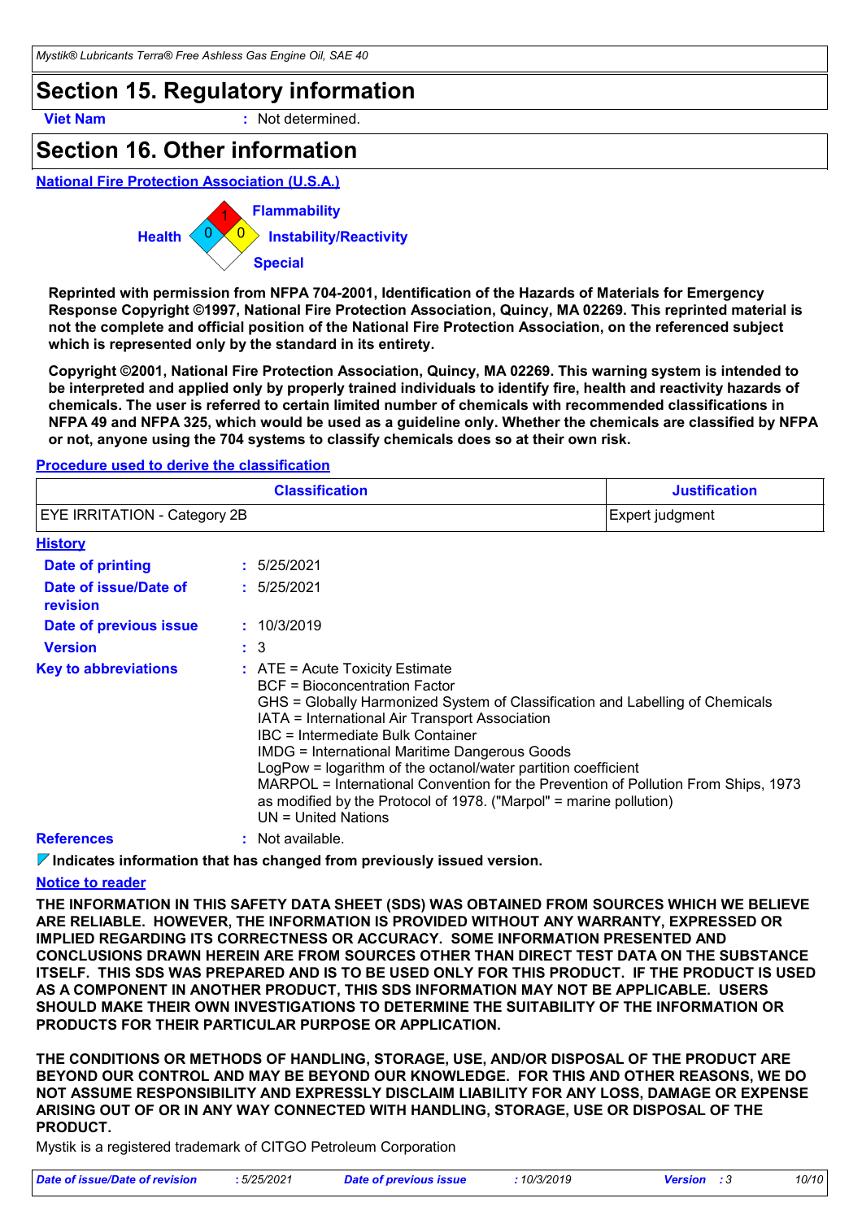## Section 15. Regulatory information

**Viet Nam** : Not determined.

## Section 16. Other information

**National Fire Protection Association (U.S.A.)**

Flammability: 1
Health: 0
Instability/Reactivity: 0
Special

**Reprinted with permission from NFPA 704-2001, Identification of the Hazards of Materials for Emergency Response Copyright ©1997, National Fire Protection Association, Quincy, MA 02269. This reprinted material is not the complete and official position of the National Fire Protection Association, on the referenced subject which is represented only by the standard in its entirety.**

**Copyright ©2001, National Fire Protection Association, Quincy, MA 02269. This warning system is intended to be interpreted and applied only by properly trained individuals to identify fire, health and reactivity hazards of chemicals. The user is referred to certain limited number of chemicals with recommended classifications in NFPA 49 and NFPA 325, which would be used as a guideline only. Whether the chemicals are classified by NFPA or not, anyone using the 704 systems to classify chemicals does so at their own risk.**

**Procedure used to derive the classification**

| Classification | Justification |
|---|---|
| EYE IRRITATION - Category 2B | Expert judgment |

**History**

**Date of printing** : 5/25/2021

**Date of issue/Date of revision** : 5/25/2021

**Date of previous issue** : 10/3/2019

**Version** : 3

**Key to abbreviations** : ATE = Acute Toxicity Estimate
BCF = Bioconcentration Factor
GHS = Globally Harmonized System of Classification and Labelling of Chemicals
IATA = International Air Transport Association
IBC = Intermediate Bulk Container
IMDG = International Maritime Dangerous Goods
LogPow = logarithm of the octanol/water partition coefficient
MARPOL = International Convention for the Prevention of Pollution From Ships, 1973 as modified by the Protocol of 1978. ("Marpol" = marine pollution)
UN = United Nations

**References** : Not available.

**Indicates information that has changed from previously issued version.**

**Notice to reader**

**THE INFORMATION IN THIS SAFETY DATA SHEET (SDS) WAS OBTAINED FROM SOURCES WHICH WE BELIEVE ARE RELIABLE. HOWEVER, THE INFORMATION IS PROVIDED WITHOUT ANY WARRANTY, EXPRESSED OR IMPLIED REGARDING ITS CORRECTNESS OR ACCURACY. SOME INFORMATION PRESENTED AND CONCLUSIONS DRAWN HEREIN ARE FROM SOURCES OTHER THAN DIRECT TEST DATA ON THE SUBSTANCE ITSELF. THIS SDS WAS PREPARED AND IS TO BE USED ONLY FOR THIS PRODUCT. IF THE PRODUCT IS USED AS A COMPONENT IN ANOTHER PRODUCT, THIS SDS INFORMATION MAY NOT BE APPLICABLE. USERS SHOULD MAKE THEIR OWN INVESTIGATIONS TO DETERMINE THE SUITABILITY OF THE INFORMATION OR PRODUCTS FOR THEIR PARTICULAR PURPOSE OR APPLICATION.**

**THE CONDITIONS OR METHODS OF HANDLING, STORAGE, USE, AND/OR DISPOSAL OF THE PRODUCT ARE BEYOND OUR CONTROL AND MAY BE BEYOND OUR KNOWLEDGE. FOR THIS AND OTHER REASONS, WE DO NOT ASSUME RESPONSIBILITY AND EXPRESSLY DISCLAIM LIABILITY FOR ANY LOSS, DAMAGE OR EXPENSE ARISING OUT OF OR IN ANY WAY CONNECTED WITH HANDLING, STORAGE, USE OR DISPOSAL OF THE PRODUCT.**

Mystik is a registered trademark of CITGO Petroleum Corporation